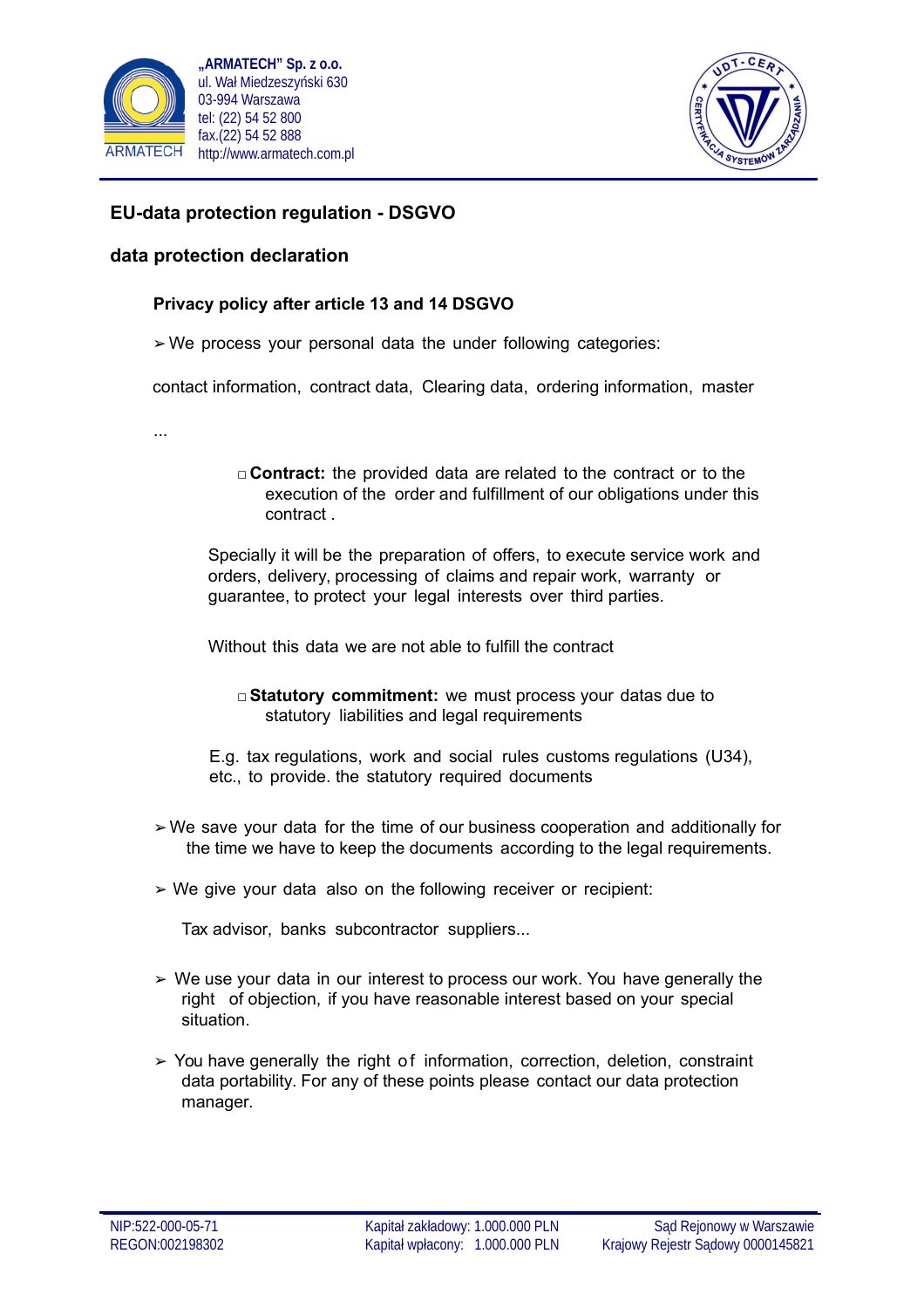„ARMATECH" Sp. z o.o.
ul. Wał Miedzeszyński 630
03-994 Warszawa
tel: (22) 54 52 800
fax.(22) 54 52 888
http://www.armatech.com.pl

## EU-data protection regulation - DSGVO

## data protection declaration

### Privacy policy after article 13 and 14 DSGVO

➢ We process your personal data the under following categories:

contact information, contract data, Clearing data, ordering information, master

...

- **Contract:** the provided data are related to the contract or to the execution of the order and fulfillment of our obligations under this contract .

Specially it will be the preparation of offers, to execute service work and orders, delivery, processing of claims and repair work, warranty or guarantee, to protect your legal interests over third parties.

Without this data we are not able to fulfill the contract

- **Statutory commitment:** we must process your datas due to statutory liabilities and legal requirements

E.g. tax regulations, work and social rules customs regulations (U34), etc., to provide. the statutory required documents

➢ We save your data for the time of our business cooperation and additionally for the time we have to keep the documents according to the legal requirements.

➢ We give your data also on the following receiver or recipient:

Tax advisor, banks subcontractor suppliers...

➢ We use your data in our interest to process our work. You have generally the right of objection, if you have reasonable interest based on your special situation.

➢ You have generally the right of information, correction, deletion, constraint data portability. For any of these points please contact our data protection manager.

NIP:522-000-05-71
REGON:002198302

Kapitał zakładowy: 1.000.000 PLN
Kapitał wpłacony: 1.000.000 PLN

Sąd Rejonowy w Warszawie
Krajowy Rejestr Sądowy 0000145821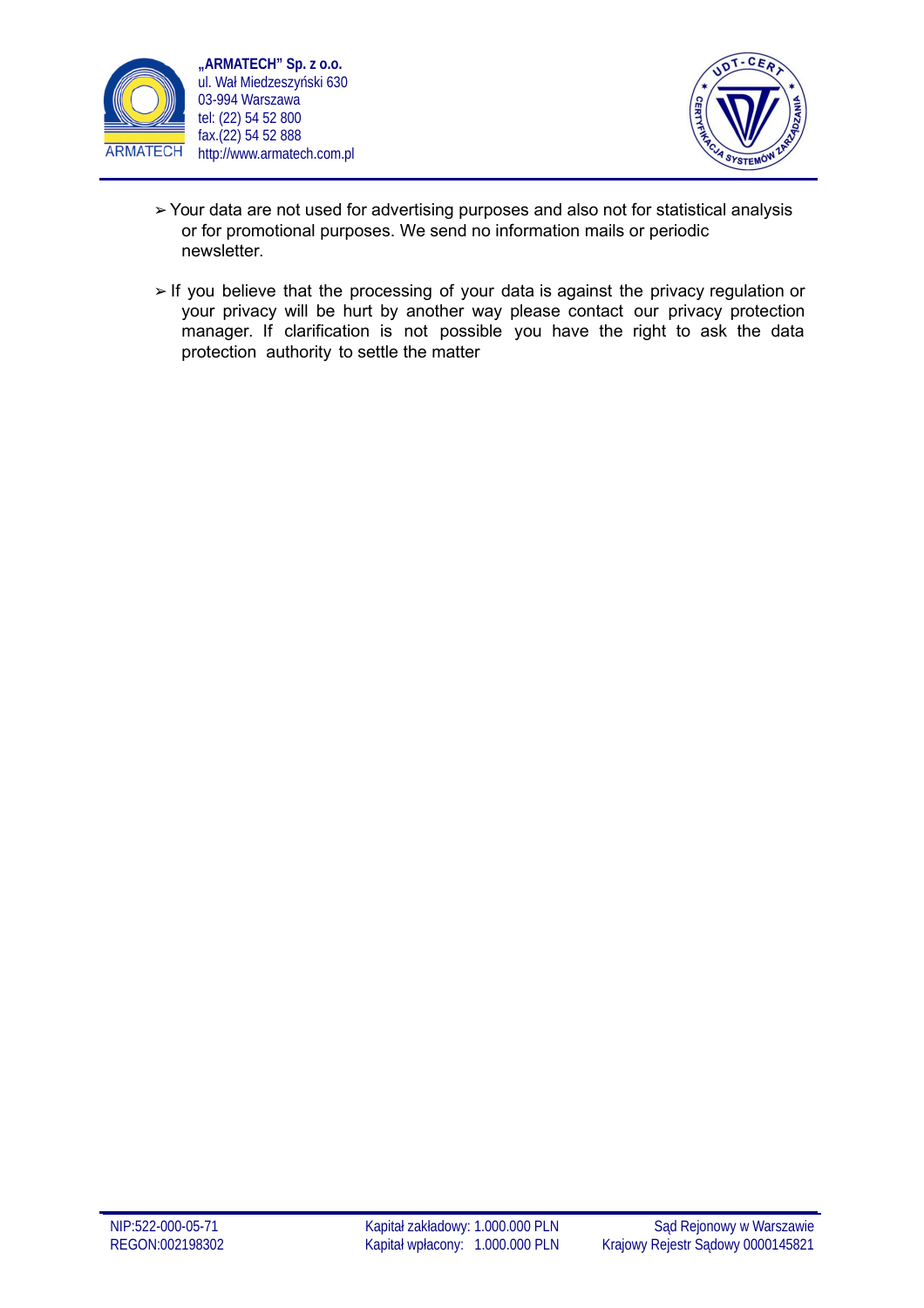- Your data are not used for advertising purposes and also not for statistical analysis or for promotional purposes. We send no information mails or periodic newsletter.

- If you believe that the processing of your data is against the privacy regulation or your privacy will be hurt by another way please contact our privacy protection manager. If clarification is not possible you have the right to ask the data protection authority to settle the matter